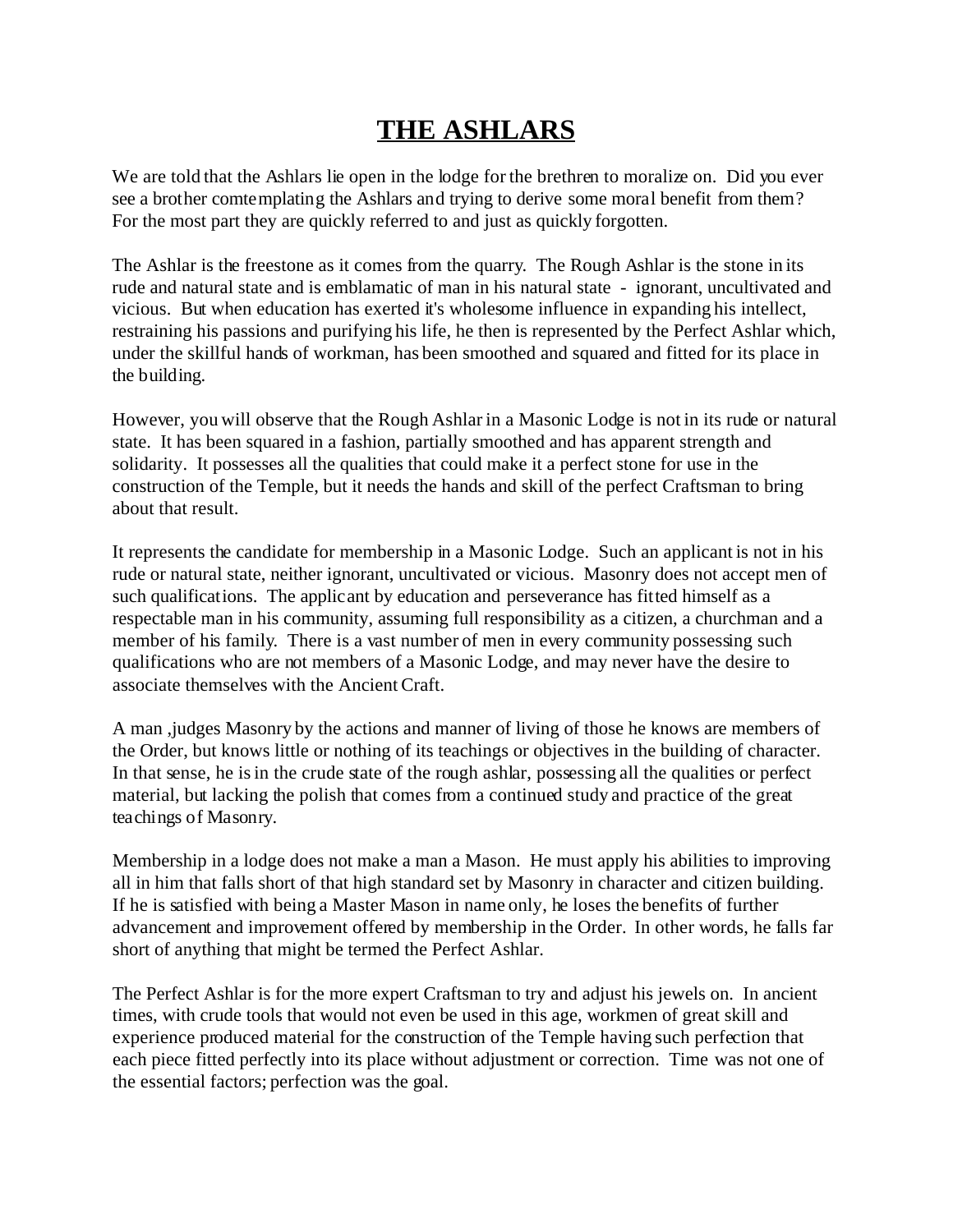# THE ASHLARS

We are told that the Ashlars lie open in the lodge for the brethren to moralize on. Did you ever see a brother comtemplating the Ashlars and trying to derive some moral benefit from them? For the most part they are quickly referred to and just as quickly forgotten.

The Ashlar is the freestone as it comes from the quarry. The Rough Ashlar is the stone in its rude and natural state and is emblamatic of man in his natural state - ignorant, uncultivated and vicious. But when education has exerted it's wholesome influence in expanding his intellect, restraining his passions and purifying his life, he then is represented by the Perfect Ashlar which, under the skillful hands of workman, has been smoothed and squared and fitted for its place in the building.

However, you will observe that the Rough Ashlar in a Masonic Lodge is not in its rude or natural state. It has been squared in a fashion, partially smoothed and has apparent strength and solidarity. It possesses all the qualities that could make it a perfect stone for use in the construction of the Temple, but it needs the hands and skill of the perfect Craftsman to bring about that result.

It represents the candidate for membership in a Masonic Lodge. Such an applicant is not in his rude or natural state, neither ignorant, uncultivated or vicious. Masonry does not accept men of such qualifications. The applicant by education and perseverance has fitted himself as a respectable man in his community, assuming full responsibility as a citizen, a churchman and a member of his family. There is a vast number of men in every community possessing such qualifications who are not members of a Masonic Lodge, and may never have the desire to associate themselves with the Ancient Craft.

A man ,judges Masonry by the actions and manner of living of those he knows are members of the Order, but knows little or nothing of its teachings or objectives in the building of character. In that sense, he is in the crude state of the rough ashlar, possessing all the qualities or perfect material, but lacking the polish that comes from a continued study and practice of the great teachings of Masonry.

Membership in a lodge does not make a man a Mason. He must apply his abilities to improving all in him that falls short of that high standard set by Masonry in character and citizen building. If he is satisfied with being a Master Mason in name only, he loses the benefits of further advancement and improvement offered by membership in the Order. In other words, he falls far short of anything that might be termed the Perfect Ashlar.

The Perfect Ashlar is for the more expert Craftsman to try and adjust his jewels on. In ancient times, with crude tools that would not even be used in this age, workmen of great skill and experience produced material for the construction of the Temple having such perfection that each piece fitted perfectly into its place without adjustment or correction. Time was not one of the essential factors; perfection was the goal.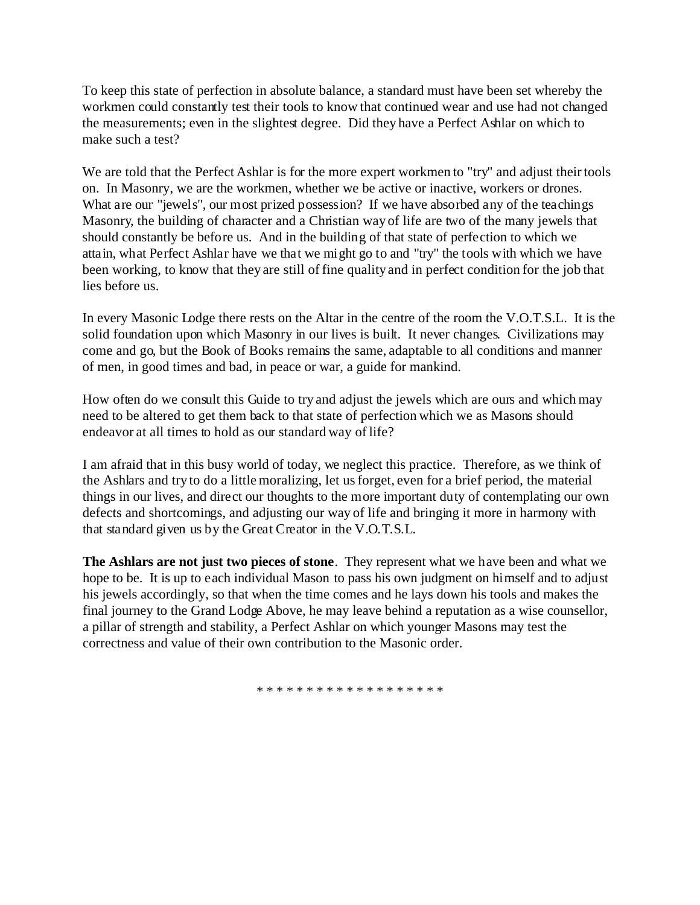To keep this state of perfection in absolute balance, a standard must have been set whereby the workmen could constantly test their tools to know that continued wear and use had not changed the measurements; even in the slightest degree. Did they have a Perfect Ashlar on which to make such a test?

We are told that the Perfect Ashlar is for the more expert workmen to "try" and adjust their tools on. In Masonry, we are the workmen, whether we be active or inactive, workers or drones. What are our "jewels", our most prized possession? If we have absorbed any of the teachings Masonry, the building of character and a Christian way of life are two of the many jewels that should constantly be before us. And in the building of that state of perfection to which we attain, what Perfect Ashlar have we that we might go to and "try" the tools with which we have been working, to know that they are still of fine quality and in perfect condition for the job that lies before us.

In every Masonic Lodge there rests on the Altar in the centre of the room the V.O.T.S.L. It is the solid foundation upon which Masonry in our lives is built. It never changes. Civilizations may come and go, but the Book of Books remains the same, adaptable to all conditions and manner of men, in good times and bad, in peace or war, a guide for mankind.

How often do we consult this Guide to try and adjust the jewels which are ours and which may need to be altered to get them back to that state of perfection which we as Masons should endeavor at all times to hold as our standard way of life?

I am afraid that in this busy world of today, we neglect this practice. Therefore, as we think of the Ashlars and try to do a little moralizing, let us forget, even for a brief period, the material things in our lives, and direct our thoughts to the more important duty of contemplating our own defects and shortcomings, and adjusting our way of life and bringing it more in harmony with that standard given us by the Great Creator in the V.O.T.S.L.

**The Ashlars are not just two pieces of stone**. They represent what we have been and what we hope to be. It is up to each individual Mason to pass his own judgment on himself and to adjust his jewels accordingly, so that when the time comes and he lays down his tools and makes the final journey to the Grand Lodge Above, he may leave behind a reputation as a wise counsellor, a pillar of strength and stability, a Perfect Ashlar on which younger Masons may test the correctness and value of their own contribution to the Masonic order.

* * * * * * * * * * * * * * * * * * *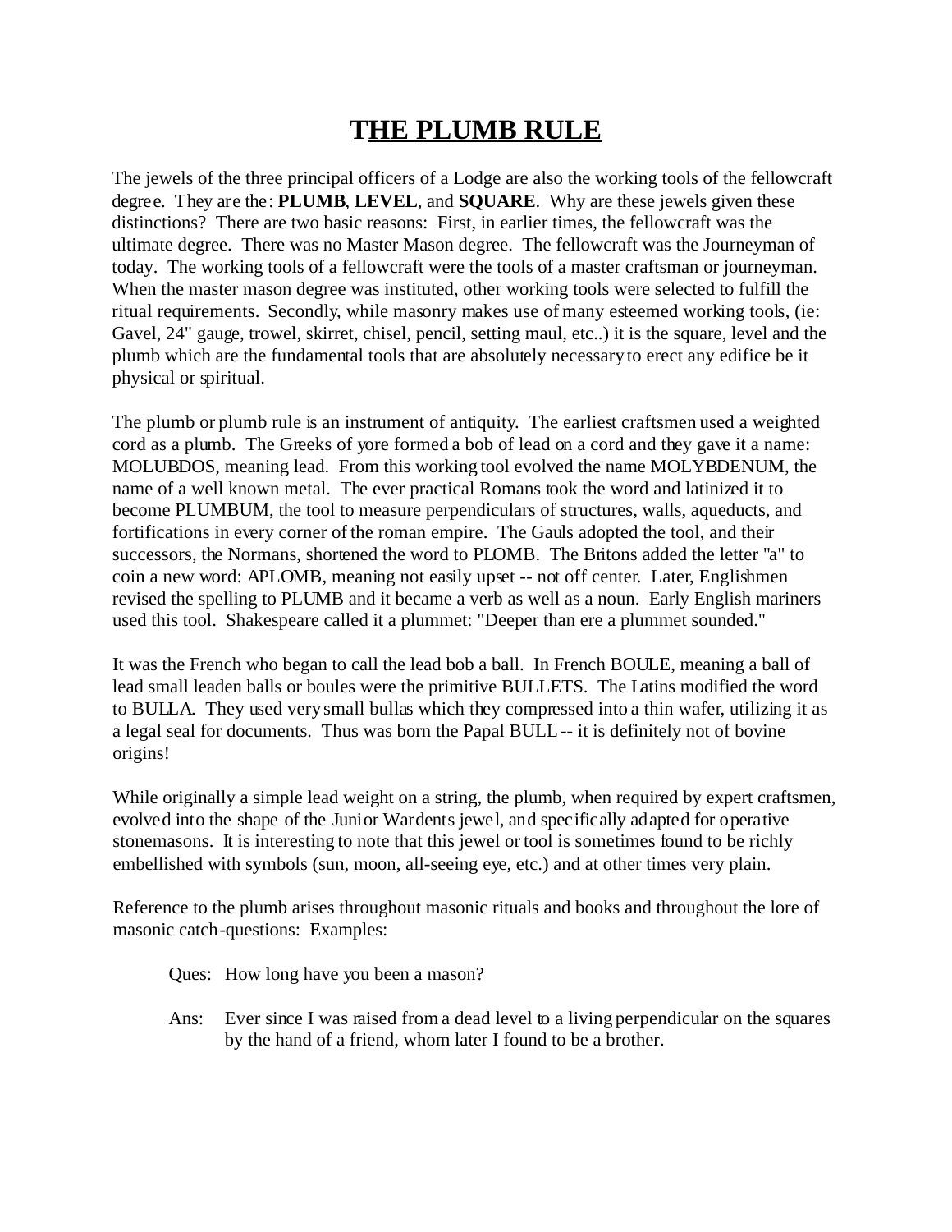# THE PLUMB RULE

The jewels of the three principal officers of a Lodge are also the working tools of the fellowcraft degree. They are the: **PLUMB**, **LEVEL**, and **SQUARE**. Why are these jewels given these distinctions? There are two basic reasons: First, in earlier times, the fellowcraft was the ultimate degree. There was no Master Mason degree. The fellowcraft was the Journeyman of today. The working tools of a fellowcraft were the tools of a master craftsman or journeyman. When the master mason degree was instituted, other working tools were selected to fulfill the ritual requirements. Secondly, while masonry makes use of many esteemed working tools, (ie: Gavel, 24" gauge, trowel, skirret, chisel, pencil, setting maul, etc..) it is the square, level and the plumb which are the fundamental tools that are absolutely necessary to erect any edifice be it physical or spiritual.

The plumb or plumb rule is an instrument of antiquity. The earliest craftsmen used a weighted cord as a plumb. The Greeks of yore formed a bob of lead on a cord and they gave it a name: MOLUBDOS, meaning lead. From this working tool evolved the name MOLYBDENUM, the name of a well known metal. The ever practical Romans took the word and latinized it to become PLUMBUM, the tool to measure perpendiculars of structures, walls, aqueducts, and fortifications in every corner of the roman empire. The Gauls adopted the tool, and their successors, the Normans, shortened the word to PLOMB. The Britons added the letter "a" to coin a new word: APLOMB, meaning not easily upset -- not off center. Later, Englishmen revised the spelling to PLUMB and it became a verb as well as a noun. Early English mariners used this tool. Shakespeare called it a plummet: "Deeper than ere a plummet sounded."

It was the French who began to call the lead bob a ball. In French BOULE, meaning a ball of lead small leaden balls or boules were the primitive BULLETS. The Latins modified the word to BULLA. They used very small bullas which they compressed into a thin wafer, utilizing it as a legal seal for documents. Thus was born the Papal BULL -- it is definitely not of bovine origins!

While originally a simple lead weight on a string, the plumb, when required by expert craftsmen, evolved into the shape of the Junior Wardents jewel, and specifically adapted for operative stonemasons. It is interesting to note that this jewel or tool is sometimes found to be richly embellished with symbols (sun, moon, all-seeing eye, etc.) and at other times very plain.

Reference to the plumb arises throughout masonic rituals and books and throughout the lore of masonic catch-questions: Examples:

> Ques: How long have you been a mason?
>
> Ans: Ever since I was raised from a dead level to a living perpendicular on the squares by the hand of a friend, whom later I found to be a brother.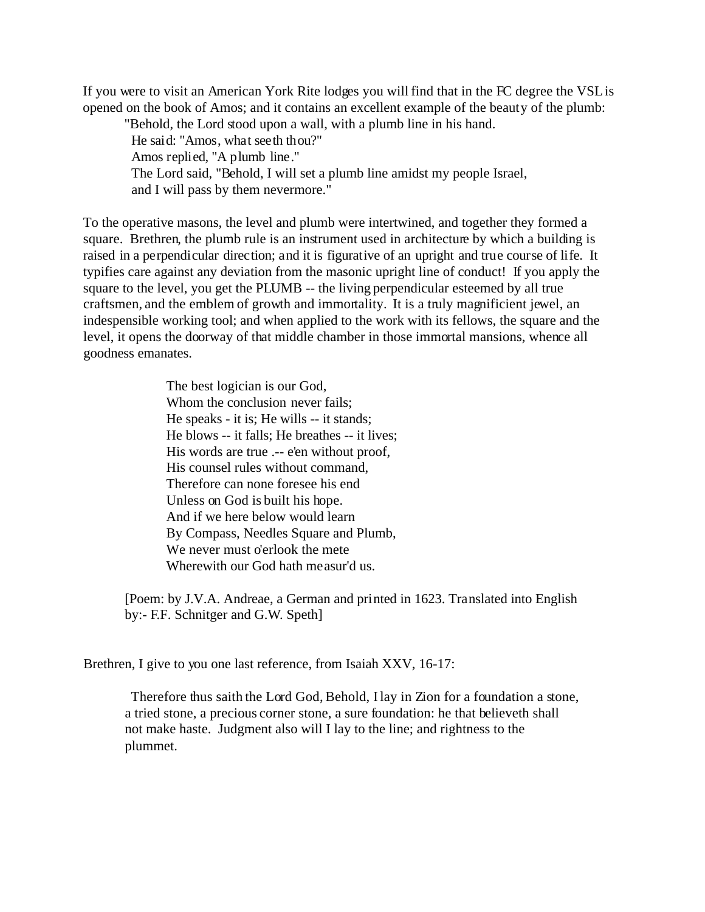If you were to visit an American York Rite lodges you will find that in the FC degree the VSL is opened on the book of Amos; and it contains an excellent example of the beauty of the plumb:

> "Behold, the Lord stood upon a wall, with a plumb line in his hand.
> He said: "Amos, what seeth thou?"
> Amos replied, "A plumb line."
> The Lord said, "Behold, I will set a plumb line amidst my people Israel,
> and I will pass by them nevermore."

To the operative masons, the level and plumb were intertwined, and together they formed a square. Brethren, the plumb rule is an instrument used in architecture by which a building is raised in a perpendicular direction; and it is figurative of an upright and true course of life. It typifies care against any deviation from the masonic upright line of conduct! If you apply the square to the level, you get the PLUMB -- the living perpendicular esteemed by all true craftsmen, and the emblem of growth and immortality. It is a truly magnificient jewel, an indespensible working tool; and when applied to the work with its fellows, the square and the level, it opens the doorway of that middle chamber in those immortal mansions, whence all goodness emanates.

> The best logician is our God,
> Whom the conclusion never fails;
> He speaks - it is; He wills -- it stands;
> He blows -- it falls; He breathes -- it lives;
> His words are true .-- e'en without proof,
> His counsel rules without command,
> Therefore can none foresee his end
> Unless on God is built his hope.
> And if we here below would learn
> By Compass, Needles Square and Plumb,
> We never must o'erlook the mete
> Wherewith our God hath measur'd us.

[Poem: by J.V.A. Andreae, a German and printed in 1623. Translated into English by:- F.F. Schnitger and G.W. Speth]

Brethren, I give to you one last reference, from Isaiah XXV, 16-17:

> Therefore thus saith the Lord God, Behold, I lay in Zion for a foundation a stone, a tried stone, a precious corner stone, a sure foundation: he that believeth shall not make haste. Judgment also will I lay to the line; and rightness to the plummet.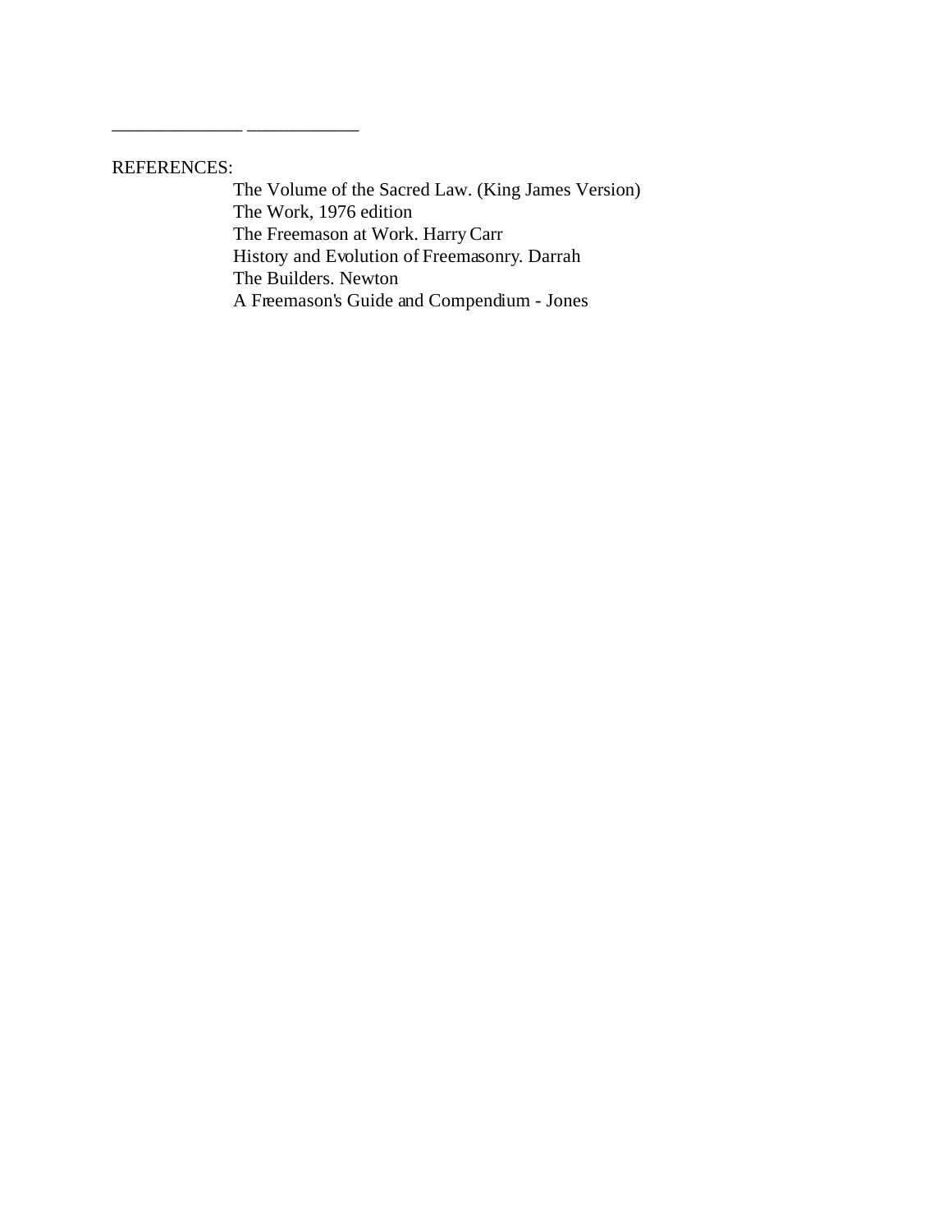______________ ____________

REFERENCES:

The Volume of the Sacred Law. (King James Version)
The Work, 1976 edition
The Freemason at Work. Harry Carr
History and Evolution of Freemasonry. Darrah
The Builders. Newton
A Freemason's Guide and Compendium - Jones